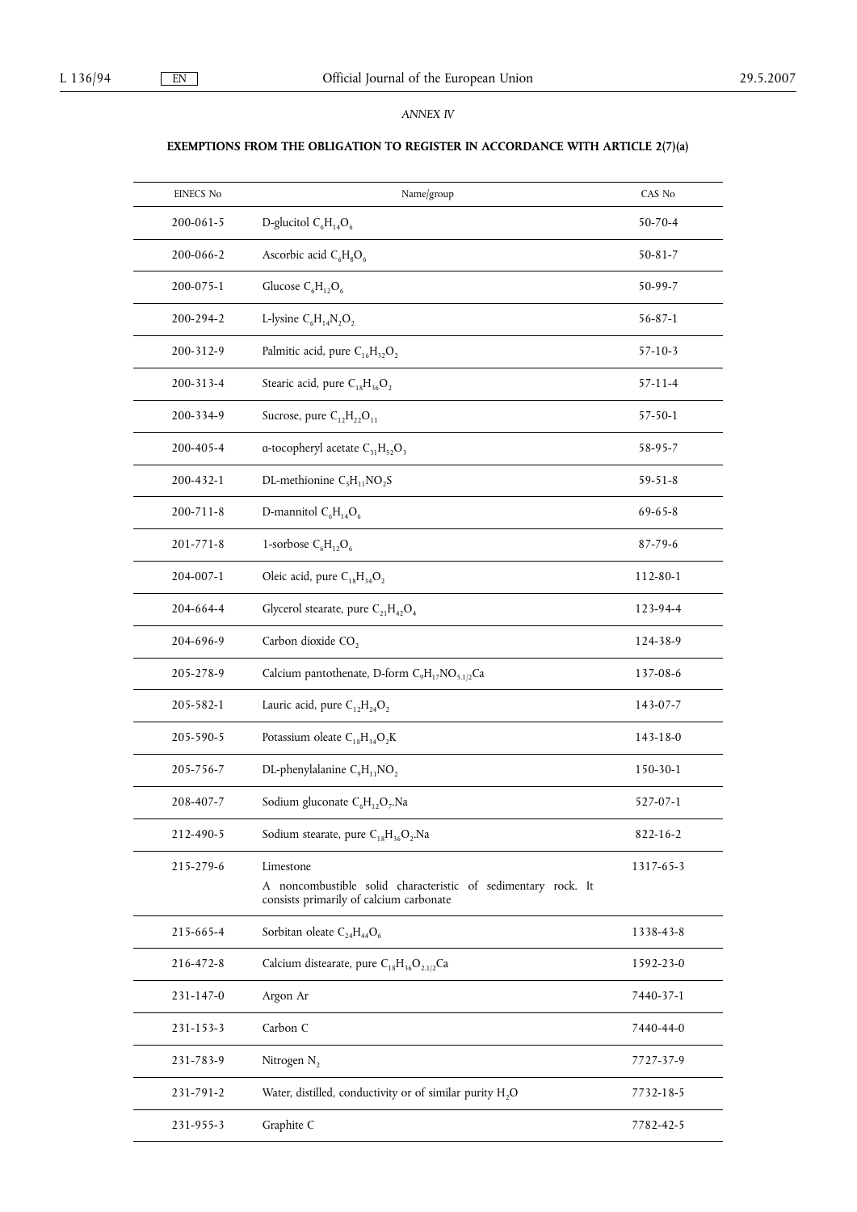*ANNEX IV*

**EXEMPTIONS FROM THE OBLIGATION TO REGISTER IN ACCORDANCE WITH ARTICLE 2(7)(a)**

| EINECS No | Name/group | CAS No |
|---|---|---|
| 200-061-5 | D-glucitol $C_6H_{14}O_6$ | 50-70-4 |
| 200-066-2 | Ascorbic acid $C_6H_8O_6$ | 50-81-7 |
| 200-075-1 | Glucose $C_6H_{12}O_6$ | 50-99-7 |
| 200-294-2 | L-lysine $C_6H_{14}N_2O_2$ | 56-87-1 |
| 200-312-9 | Palmitic acid, pure $C_{16}H_{32}O_2$ | 57-10-3 |
| 200-313-4 | Stearic acid, pure $C_{18}H_{36}O_2$ | 57-11-4 |
| 200-334-9 | Sucrose, pure $C_{12}H_{22}O_{11}$ | 57-50-1 |
| 200-405-4 | α-tocopheryl acetate $C_{31}H_{52}O_3$ | 58-95-7 |
| 200-432-1 | DL-methionine $C_5H_{11}NO_2S$ | 59-51-8 |
| 200-711-8 | D-mannitol $C_6H_{14}O_6$ | 69-65-8 |
| 201-771-8 | 1-sorbose $C_6H_{12}O_6$ | 87-79-6 |
| 204-007-1 | Oleic acid, pure $C_{18}H_{34}O_2$ | 112-80-1 |
| 204-664-4 | Glycerol stearate, pure $C_{21}H_{42}O_4$ | 123-94-4 |
| 204-696-9 | Carbon dioxide $CO_2$ | 124-38-9 |
| 205-278-9 | Calcium pantothenate, D-form $C_9H_{17}NO_{5.1/2}Ca$ | 137-08-6 |
| 205-582-1 | Lauric acid, pure $C_{12}H_{24}O_2$ | 143-07-7 |
| 205-590-5 | Potassium oleate $C_{18}H_{34}O_2K$ | 143-18-0 |
| 205-756-7 | DL-phenylalanine $C_9H_{11}NO_2$ | 150-30-1 |
| 208-407-7 | Sodium gluconate $C_6H_{12}O_7.Na$ | 527-07-1 |
| 212-490-5 | Sodium stearate, pure $C_{18}H_{36}O_2.Na$ | 822-16-2 |
| 215-279-6 | Limestone<br>A noncombustible solid characteristic of sedimentary rock. It consists primarily of calcium carbonate | 1317-65-3 |
| 215-665-4 | Sorbitan oleate $C_{24}H_{44}O_6$ | 1338-43-8 |
| 216-472-8 | Calcium distearate, pure $C_{18}H_{36}O_{2.1/2}Ca$ | 1592-23-0 |
| 231-147-0 | Argon Ar | 7440-37-1 |
| 231-153-3 | Carbon C | 7440-44-0 |
| 231-783-9 | Nitrogen $N_2$ | 7727-37-9 |
| 231-791-2 | Water, distilled, conductivity or of similar purity $H_2O$ | 7732-18-5 |
| 231-955-3 | Graphite C | 7782-42-5 |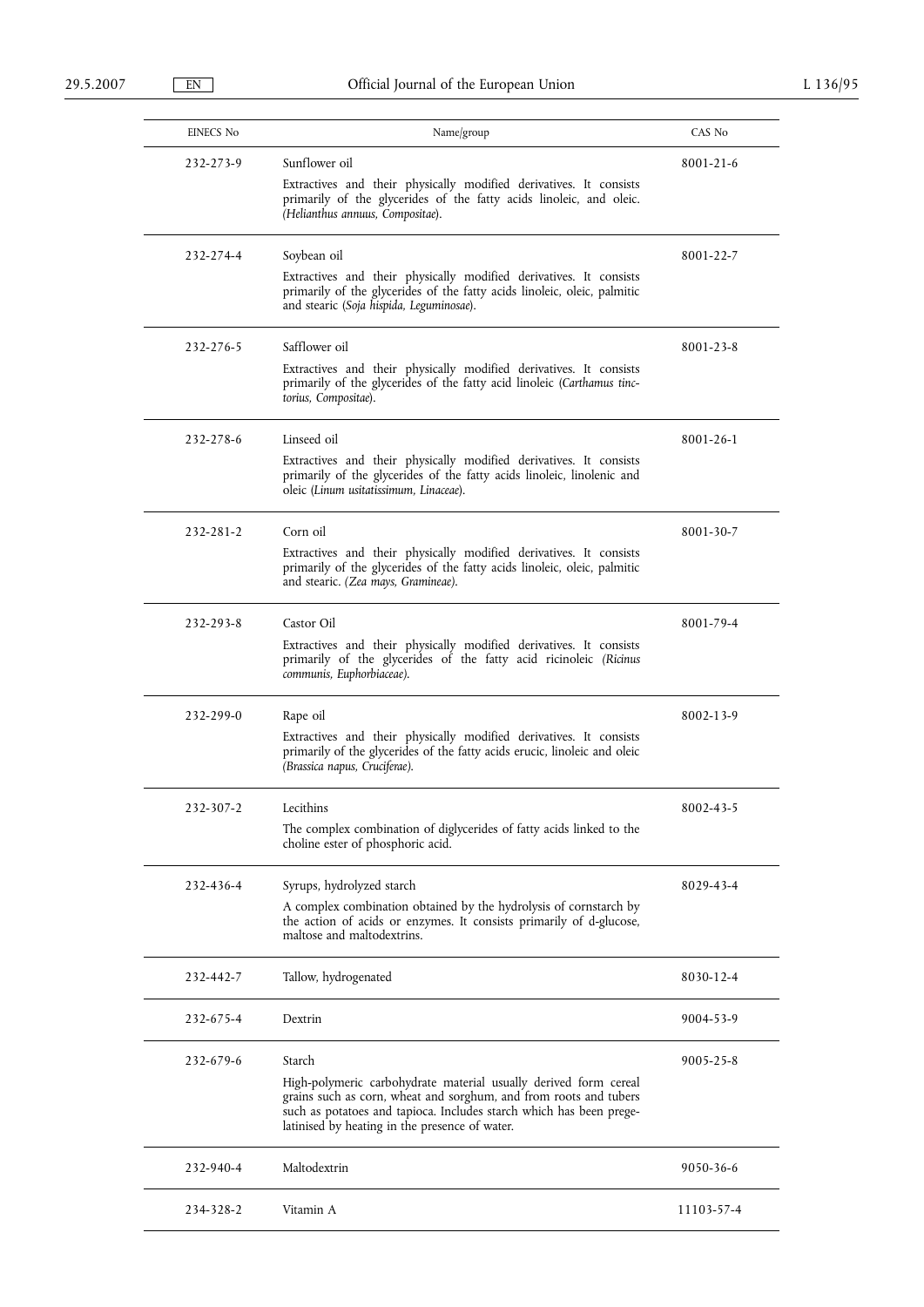| EINECS No | Name/group | CAS No |
|---|---|---|
| 232-273-9 | Sunflower oil<br>Extractives and their physically modified derivatives. It consists primarily of the glycerides of the fatty acids linoleic, and oleic. *(Helianthus annuus, Compositae)*. | 8001-21-6 |
| 232-274-4 | Soybean oil<br>Extractives and their physically modified derivatives. It consists primarily of the glycerides of the fatty acids linoleic, oleic, palmitic and stearic (*Soja hispida, Leguminosae*). | 8001-22-7 |
| 232-276-5 | Safflower oil<br>Extractives and their physically modified derivatives. It consists primarily of the glycerides of the fatty acid linoleic (*Carthamus tinctorius, Compositae*). | 8001-23-8 |
| 232-278-6 | Linseed oil<br>Extractives and their physically modified derivatives. It consists primarily of the glycerides of the fatty acids linoleic, linolenic and oleic (*Linum usitatissimum, Linaceae*). | 8001-26-1 |
| 232-281-2 | Corn oil<br>Extractives and their physically modified derivatives. It consists primarily of the glycerides of the fatty acids linoleic, oleic, palmitic and stearic. *(Zea mays, Gramineae)*. | 8001-30-7 |
| 232-293-8 | Castor Oil<br>Extractives and their physically modified derivatives. It consists primarily of the glycerides of the fatty acid ricinoleic *(Ricinus communis, Euphorbiaceae)*. | 8001-79-4 |
| 232-299-0 | Rape oil<br>Extractives and their physically modified derivatives. It consists primarily of the glycerides of the fatty acids erucic, linoleic and oleic *(Brassica napus, Cruciferae)*. | 8002-13-9 |
| 232-307-2 | Lecithins<br>The complex combination of diglycerides of fatty acids linked to the choline ester of phosphoric acid. | 8002-43-5 |
| 232-436-4 | Syrups, hydrolyzed starch<br>A complex combination obtained by the hydrolysis of cornstarch by the action of acids or enzymes. It consists primarily of d-glucose, maltose and maltodextrins. | 8029-43-4 |
| 232-442-7 | Tallow, hydrogenated | 8030-12-4 |
| 232-675-4 | Dextrin | 9004-53-9 |
| 232-679-6 | Starch<br>High-polymeric carbohydrate material usually derived form cereal grains such as corn, wheat and sorghum, and from roots and tubers such as potatoes and tapioca. Includes starch which has been pregelatinised by heating in the presence of water. | 9005-25-8 |
| 232-940-4 | Maltodextrin | 9050-36-6 |
| 234-328-2 | Vitamin A | 11103-57-4 |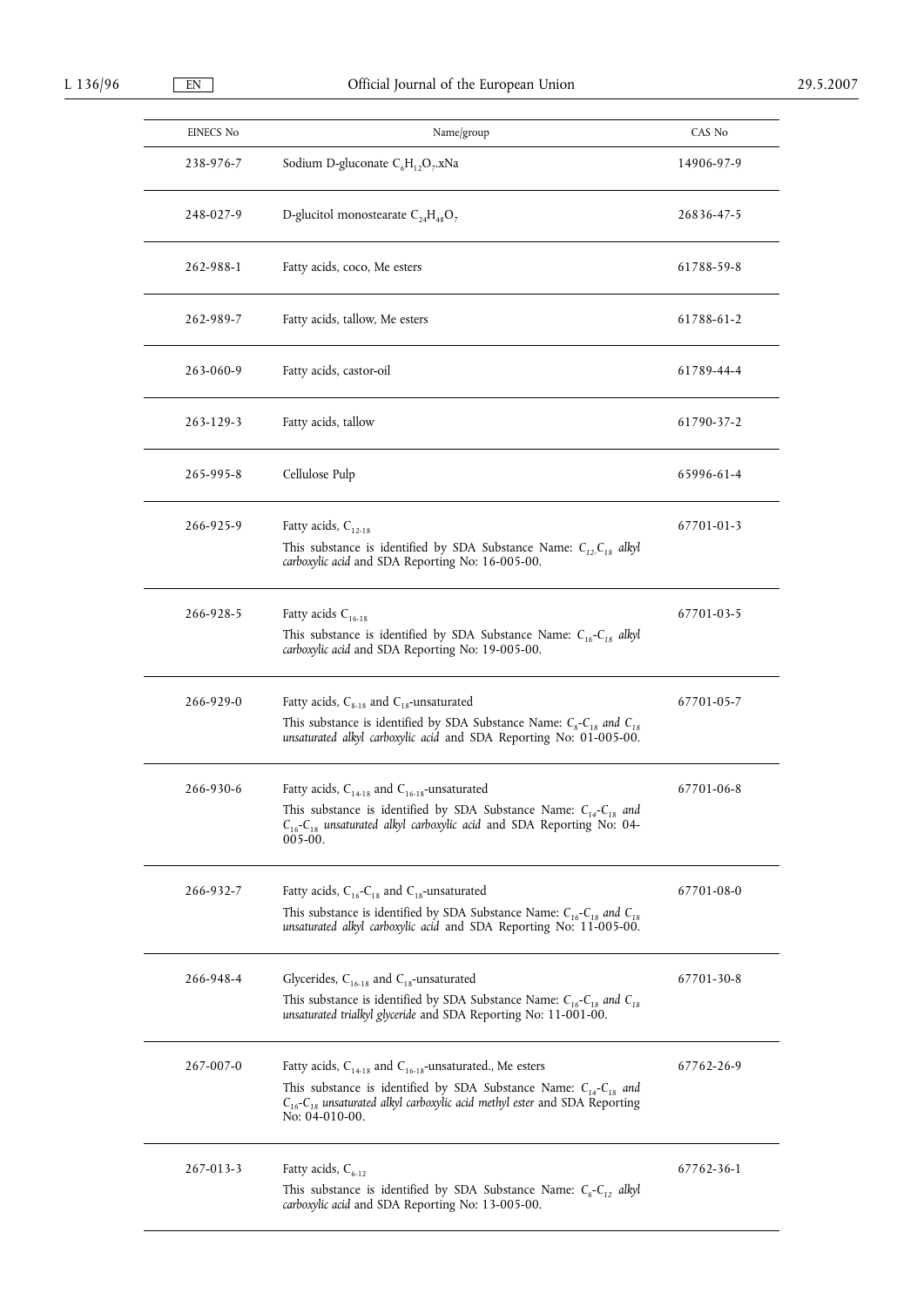| EINECS No | Name/group | CAS No |
|---|---|---|
| 238-976-7 | Sodium D-gluconate $C_6H_{12}O_7$.xNa | 14906-97-9 |
| 248-027-9 | D-glucitol monostearate $C_{24}H_{48}O_7$ | 26836-47-5 |
| 262-988-1 | Fatty acids, coco, Me esters | 61788-59-8 |
| 262-989-7 | Fatty acids, tallow, Me esters | 61788-61-2 |
| 263-060-9 | Fatty acids, castor-oil | 61789-44-4 |
| 263-129-3 | Fatty acids, tallow | 61790-37-2 |
| 265-995-8 | Cellulose Pulp | 65996-61-4 |
| 266-925-9 | Fatty acids, $C_{12-18}$<br>This substance is identified by SDA Substance Name: *$C_{12}$-$C_{18}$ alkyl carboxylic acid* and SDA Reporting No: 16-005-00. | 67701-01-3 |
| 266-928-5 | Fatty acids $C_{16-18}$<br>This substance is identified by SDA Substance Name: *$C_{16}$-$C_{18}$ alkyl carboxylic acid* and SDA Reporting No: 19-005-00. | 67701-03-5 |
| 266-929-0 | Fatty acids, $C_{8-18}$ and $C_{18}$-unsaturated<br>This substance is identified by SDA Substance Name: *$C_8$-$C_{18}$ and $C_{18}$ unsaturated alkyl carboxylic acid* and SDA Reporting No: 01-005-00. | 67701-05-7 |
| 266-930-6 | Fatty acids, $C_{14-18}$ and $C_{16-18}$-unsaturated<br>This substance is identified by SDA Substance Name: *$C_{14}$-$C_{18}$ and $C_{16}$-$C_{18}$ unsaturated alkyl carboxylic acid* and SDA Reporting No: 04-005-00. | 67701-06-8 |
| 266-932-7 | Fatty acids, $C_{16}$-$C_{18}$ and $C_{18}$-unsaturated<br>This substance is identified by SDA Substance Name: *$C_{16}$-$C_{18}$ and $C_{18}$ unsaturated alkyl carboxylic acid* and SDA Reporting No: 11-005-00. | 67701-08-0 |
| 266-948-4 | Glycerides, $C_{16-18}$ and $C_{18}$-unsaturated<br>This substance is identified by SDA Substance Name: *$C_{16}$-$C_{18}$ and $C_{18}$ unsaturated trialkyl glyceride* and SDA Reporting No: 11-001-00. | 67701-30-8 |
| 267-007-0 | Fatty acids, $C_{14-18}$ and $C_{16-18}$-unsaturated., Me esters<br>This substance is identified by SDA Substance Name: *$C_{14}$-$C_{18}$ and $C_{16}$-$C_{18}$ unsaturated alkyl carboxylic acid methyl ester* and SDA Reporting No: 04-010-00. | 67762-26-9 |
| 267-013-3 | Fatty acids, $C_{6-12}$<br>This substance is identified by SDA Substance Name: *$C_6$-$C_{12}$ alkyl carboxylic acid* and SDA Reporting No: 13-005-00. | 67762-36-1 |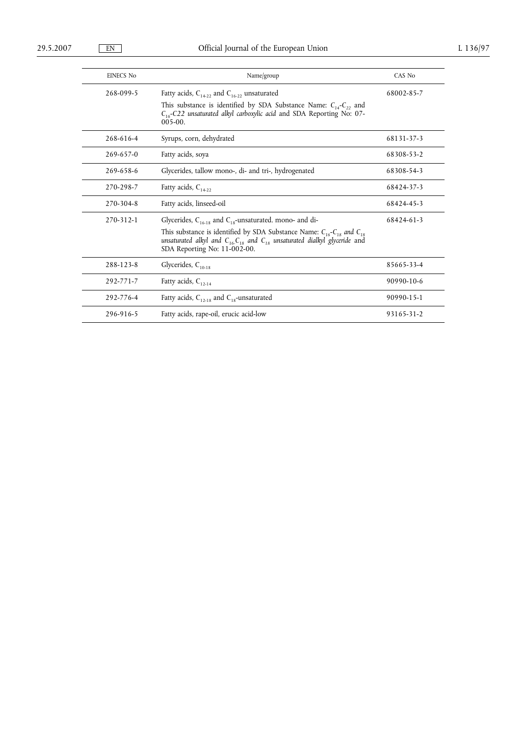| EINECS No | Name/group | CAS No |
|---|---|---|
| 268-099-5 | Fatty acids, $C_{14-22}$ and $C_{16-22}$ unsaturated<br>This substance is identified by SDA Substance Name: *$C_{14}$-$C_{22}$* and *$C_{16}$-C22 unsaturated alkyl carboxylic acid* and SDA Reporting No: 07-005-00. | 68002-85-7 |
| 268-616-4 | Syrups, corn, dehydrated | 68131-37-3 |
| 269-657-0 | Fatty acids, soya | 68308-53-2 |
| 269-658-6 | Glycerides, tallow mono-, di- and tri-, hydrogenated | 68308-54-3 |
| 270-298-7 | Fatty acids, $C_{14-22}$ | 68424-37-3 |
| 270-304-8 | Fatty acids, linseed-oil | 68424-45-3 |
| 270-312-1 | Glycerides, $C_{16-18}$ and $C_{18}$-unsaturated. mono- and di-<br>This substance is identified by SDA Substance Name: *$C_{16}$-$C_{18}$ and $C_{18}$ unsaturated alkyl and $C_{16}$,$C_{18}$ and $C_{18}$ unsaturated dialkyl glyceride* and SDA Reporting No: 11-002-00. | 68424-61-3 |
| 288-123-8 | Glycerides, $C_{10-18}$ | 85665-33-4 |
| 292-771-7 | Fatty acids, $C_{12-14}$ | 90990-10-6 |
| 292-776-4 | Fatty acids, $C_{12-18}$ and $C_{18}$-unsaturated | 90990-15-1 |
| 296-916-5 | Fatty acids, rape-oil, erucic acid-low | 93165-31-2 |